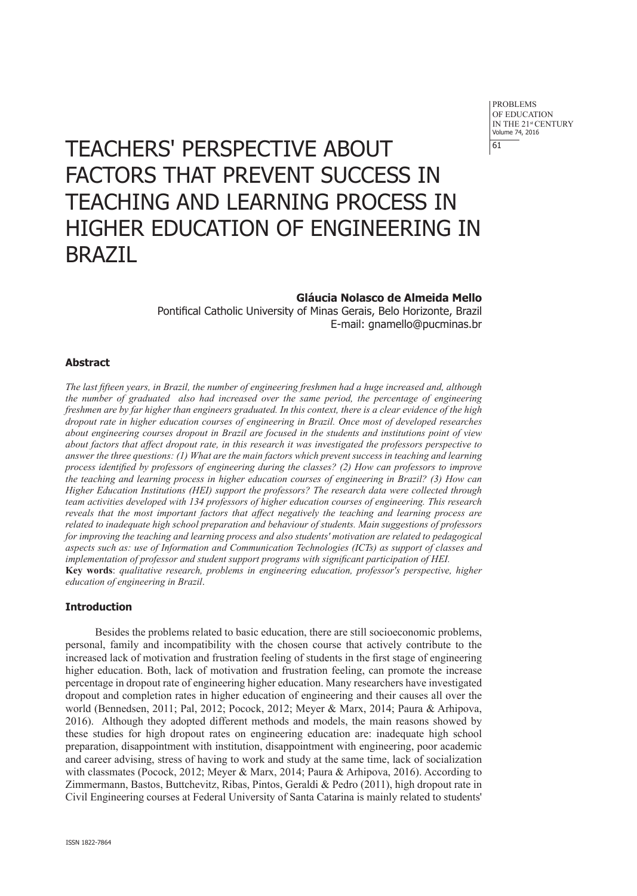# TEACHERS' PERSPECTIVE ABOUT FACTORS THAT PREVENT SUCCESS IN TEACHING AND LEARNING PROCESS IN HIGHER EDUCATION OF ENGINEERING IN BRAZIL

**Gláucia Nolasco de Almeida Mello**
Pontifical Catholic University of Minas Gerais, Belo Horizonte, Brazil
E-mail: gnamello@pucminas.br

## Abstract

*The last fifteen years, in Brazil, the number of engineering freshmen had a huge increased and, although the number of graduated also had increased over the same period, the percentage of engineering freshmen are by far higher than engineers graduated. In this context, there is a clear evidence of the high dropout rate in higher education courses of engineering in Brazil. Once most of developed researches about engineering courses dropout in Brazil are focused in the students and institutions point of view about factors that affect dropout rate, in this research it was investigated the professors perspective to answer the three questions: (1) What are the main factors which prevent success in teaching and learning process identified by professors of engineering during the classes? (2) How can professors to improve the teaching and learning process in higher education courses of engineering in Brazil? (3) How can Higher Education Institutions (HEI) support the professors? The research data were collected through team activities developed with 134 professors of higher education courses of engineering. This research reveals that the most important factors that affect negatively the teaching and learning process are related to inadequate high school preparation and behaviour of students. Main suggestions of professors for improving the teaching and learning process and also students' motivation are related to pedagogical aspects such as: use of Information and Communication Technologies (ICTs) as support of classes and implementation of professor and student support programs with significant participation of HEI.*

**Key words**: *qualitative research, problems in engineering education, professor's perspective, higher education of engineering in Brazil*.

## Introduction

Besides the problems related to basic education, there are still socioeconomic problems, personal, family and incompatibility with the chosen course that actively contribute to the increased lack of motivation and frustration feeling of students in the first stage of engineering higher education. Both, lack of motivation and frustration feeling, can promote the increase percentage in dropout rate of engineering higher education. Many researchers have investigated dropout and completion rates in higher education of engineering and their causes all over the world (Bennedsen, 2011; Pal, 2012; Pocock, 2012; Meyer & Marx, 2014; Paura & Arhipova, 2016). Although they adopted different methods and models, the main reasons showed by these studies for high dropout rates on engineering education are: inadequate high school preparation, disappointment with institution, disappointment with engineering, poor academic and career advising, stress of having to work and study at the same time, lack of socialization with classmates (Pocock, 2012; Meyer & Marx, 2014; Paura & Arhipova, 2016). According to Zimmermann, Bastos, Buttchevitz, Ribas, Pintos, Geraldi & Pedro (2011), high dropout rate in Civil Engineering courses at Federal University of Santa Catarina is mainly related to students'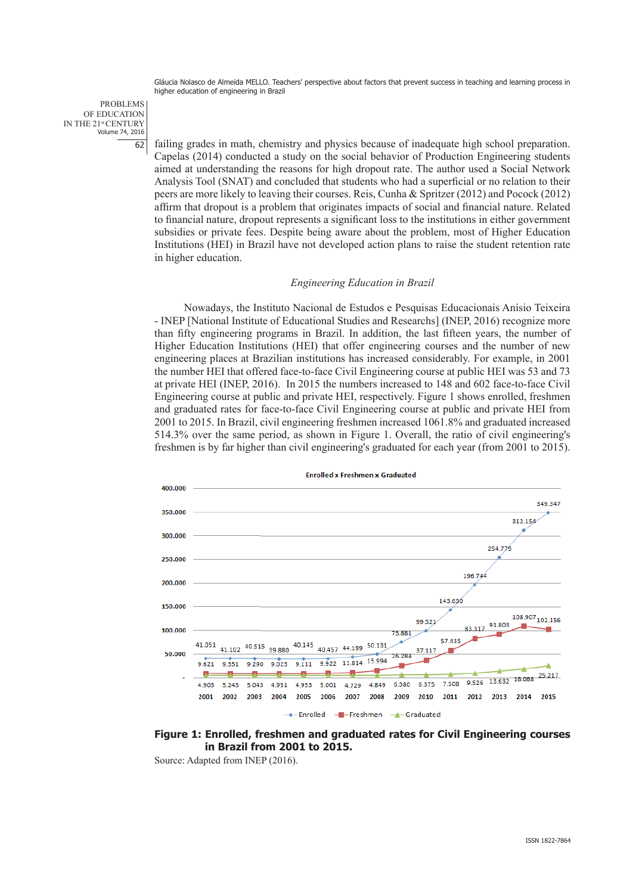failing grades in math, chemistry and physics because of inadequate high school preparation. Capelas (2014) conducted a study on the social behavior of Production Engineering students aimed at understanding the reasons for high dropout rate. The author used a Social Network Analysis Tool (SNAT) and concluded that students who had a superficial or no relation to their peers are more likely to leaving their courses. Reis, Cunha & Spritzer (2012) and Pocock (2012) affirm that dropout is a problem that originates impacts of social and financial nature. Related to financial nature, dropout represents a significant loss to the institutions in either government subsidies or private fees. Despite being aware about the problem, most of Higher Education Institutions (HEI) in Brazil have not developed action plans to raise the student retention rate in higher education.

*Engineering Education in Brazil*

Nowadays, the Instituto Nacional de Estudos e Pesquisas Educacionais Anísio Teixeira - INEP [National Institute of Educational Studies and Researchs] (INEP, 2016) recognize more than fifty engineering programs in Brazil. In addition, the last fifteen years, the number of Higher Education Institutions (HEI) that offer engineering courses and the number of new engineering places at Brazilian institutions has increased considerably. For example, in 2001 the number HEI that offered face-to-face Civil Engineering course at public HEI was 53 and 73 at private HEI (INEP, 2016). In 2015 the numbers increased to 148 and 602 face-to-face Civil Engineering course at public and private HEI, respectively. Figure 1 shows enrolled, freshmen and graduated rates for face-to-face Civil Engineering course at public and private HEI from 2001 to 2015. In Brazil, civil engineering freshmen increased 1061.8% and graduated increased 514.3% over the same period, as shown in Figure 1. Overall, the ratio of civil engineering's freshmen is by far higher than civil engineering's graduated for each year (from 2001 to 2015).

Enrolled x Freshmen x Graduated

400.000
350.000
300.000
250.000
200.000
150.000
100.000
50.000
-

Enrolled: 41.051, 41.102, 40.515, 39.880, 40.145, 40.457, 44.199, 50.131, 75.881, 99.521, 143.630, 196.744, 254.779, 312.154, 349.347

Freshmen: 9.621, 9.351, 9.290, 9.023, 9.111, 9.922, 11.814, 15.994, 26.284, 37.117, 57.435, 83.317, 91.803, 108.907, 102.156

Graduated: 4.903, 5.243, 5.043, 4.951, 4.953, 5.001, 4.729, 4.849, 6.380, 6.375, 7.508, 9.526, 13.632, 18.088, 25.217

2001 2002 2003 2004 2005 2006 2007 2008 2009 2010 2011 2012 2013 2014 2015

Enrolled, Freshmen, Graduated

**Figure 1: Enrolled, freshmen and graduated rates for Civil Engineering courses in Brazil from 2001 to 2015.**

Source: Adapted from INEP (2016).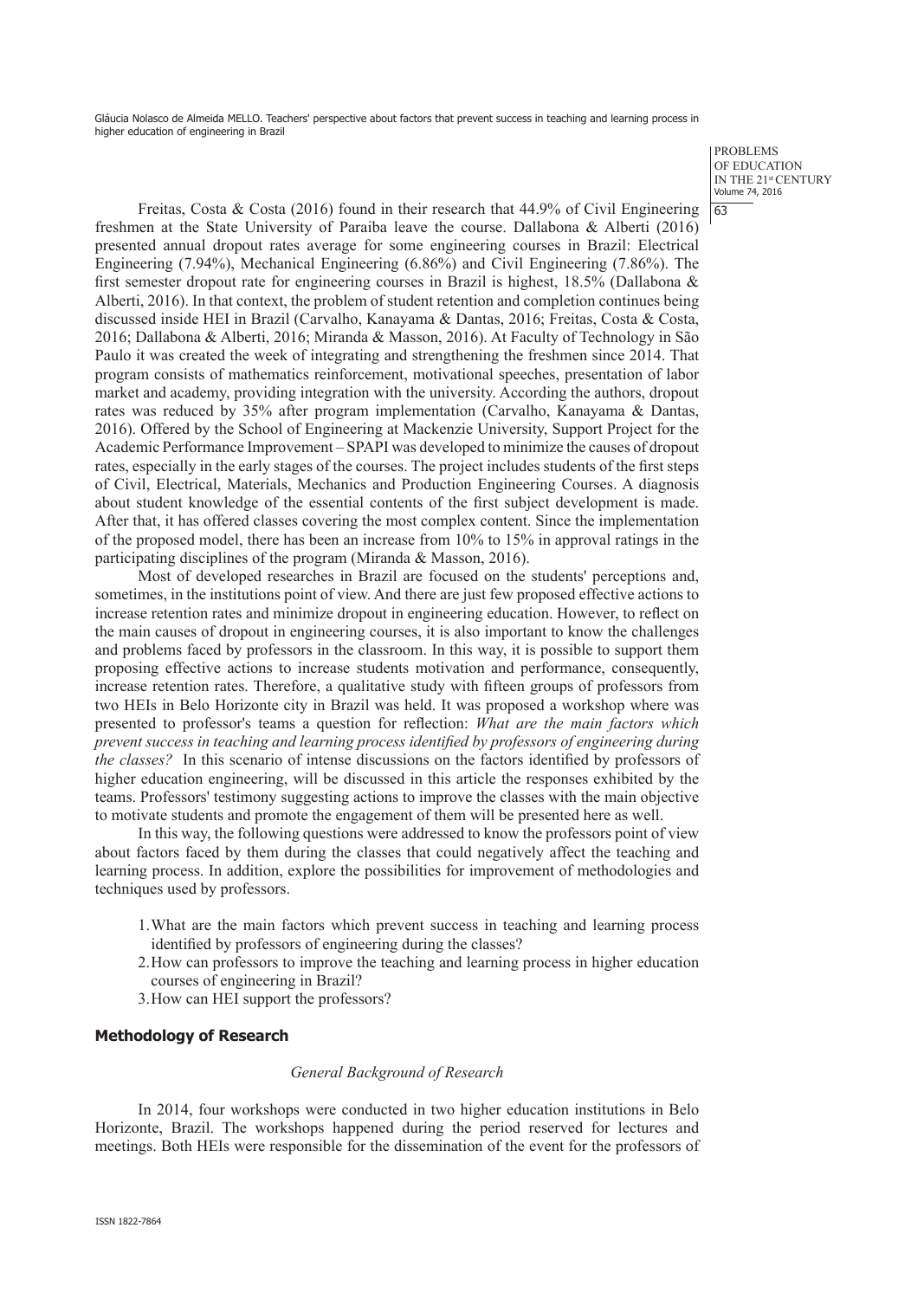Freitas, Costa & Costa (2016) found in their research that 44.9% of Civil Engineering freshmen at the State University of Paraiba leave the course. Dallabona & Alberti (2016) presented annual dropout rates average for some engineering courses in Brazil: Electrical Engineering (7.94%), Mechanical Engineering (6.86%) and Civil Engineering (7.86%). The first semester dropout rate for engineering courses in Brazil is highest, 18.5% (Dallabona & Alberti, 2016). In that context, the problem of student retention and completion continues being discussed inside HEI in Brazil (Carvalho, Kanayama & Dantas, 2016; Freitas, Costa & Costa, 2016; Dallabona & Alberti, 2016; Miranda & Masson, 2016). At Faculty of Technology in São Paulo it was created the week of integrating and strengthening the freshmen since 2014. That program consists of mathematics reinforcement, motivational speeches, presentation of labor market and academy, providing integration with the university. According the authors, dropout rates was reduced by 35% after program implementation (Carvalho, Kanayama & Dantas, 2016). Offered by the School of Engineering at Mackenzie University, Support Project for the Academic Performance Improvement – SPAPI was developed to minimize the causes of dropout rates, especially in the early stages of the courses. The project includes students of the first steps of Civil, Electrical, Materials, Mechanics and Production Engineering Courses. A diagnosis about student knowledge of the essential contents of the first subject development is made. After that, it has offered classes covering the most complex content. Since the implementation of the proposed model, there has been an increase from 10% to 15% in approval ratings in the participating disciplines of the program (Miranda & Masson, 2016).

Most of developed researches in Brazil are focused on the students' perceptions and, sometimes, in the institutions point of view. And there are just few proposed effective actions to increase retention rates and minimize dropout in engineering education. However, to reflect on the main causes of dropout in engineering courses, it is also important to know the challenges and problems faced by professors in the classroom. In this way, it is possible to support them proposing effective actions to increase students motivation and performance, consequently, increase retention rates. Therefore, a qualitative study with fifteen groups of professors from two HEIs in Belo Horizonte city in Brazil was held. It was proposed a workshop where was presented to professor's teams a question for reflection: *What are the main factors which prevent success in teaching and learning process identified by professors of engineering during the classes?* In this scenario of intense discussions on the factors identified by professors of higher education engineering, will be discussed in this article the responses exhibited by the teams. Professors' testimony suggesting actions to improve the classes with the main objective to motivate students and promote the engagement of them will be presented here as well.

In this way, the following questions were addressed to know the professors point of view about factors faced by them during the classes that could negatively affect the teaching and learning process. In addition, explore the possibilities for improvement of methodologies and techniques used by professors.

1. What are the main factors which prevent success in teaching and learning process identified by professors of engineering during the classes?
2. How can professors to improve the teaching and learning process in higher education courses of engineering in Brazil?
3. How can HEI support the professors?

## Methodology of Research

### *General Background of Research*

In 2014, four workshops were conducted in two higher education institutions in Belo Horizonte, Brazil. The workshops happened during the period reserved for lectures and meetings. Both HEIs were responsible for the dissemination of the event for the professors of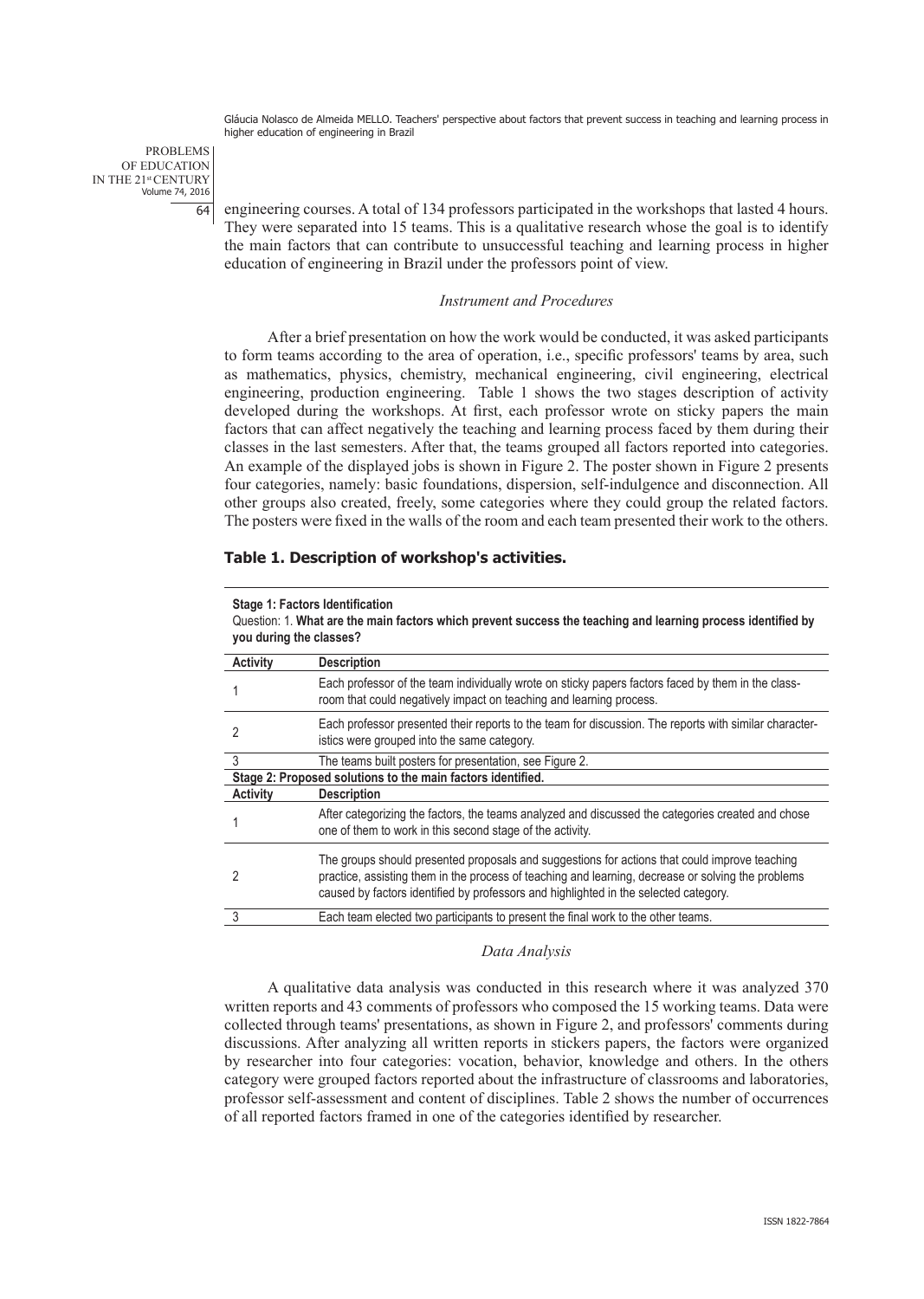engineering courses. A total of 134 professors participated in the workshops that lasted 4 hours. They were separated into 15 teams. This is a qualitative research whose the goal is to identify the main factors that can contribute to unsuccessful teaching and learning process in higher education of engineering in Brazil under the professors point of view.

### *Instrument and Procedures*

After a brief presentation on how the work would be conducted, it was asked participants to form teams according to the area of operation, i.e., specific professors' teams by area, such as mathematics, physics, chemistry, mechanical engineering, civil engineering, electrical engineering, production engineering. Table 1 shows the two stages description of activity developed during the workshops. At first, each professor wrote on sticky papers the main factors that can affect negatively the teaching and learning process faced by them during their classes in the last semesters. After that, the teams grouped all factors reported into categories. An example of the displayed jobs is shown in Figure 2. The poster shown in Figure 2 presents four categories, namely: basic foundations, dispersion, self-indulgence and disconnection. All other groups also created, freely, some categories where they could group the related factors. The posters were fixed in the walls of the room and each team presented their work to the others.

**Table 1. Description of workshop's activities.**

| | |
|---|---|
| **Stage 1: Factors Identification** Question: 1. **What are the main factors which prevent success the teaching and learning process identified by you during the classes?** | |
| **Activity** | **Description** |
| 1 | Each professor of the team individually wrote on sticky papers factors faced by them in the classroom that could negatively impact on teaching and learning process. |
| 2 | Each professor presented their reports to the team for discussion. The reports with similar characteristics were grouped into the same category. |
| 3 | The teams built posters for presentation, see Figure 2. |
| **Stage 2: Proposed solutions to the main factors identified.** | |
| **Activity** | **Description** |
| 1 | After categorizing the factors, the teams analyzed and discussed the categories created and chose one of them to work in this second stage of the activity. |
| 2 | The groups should presented proposals and suggestions for actions that could improve teaching practice, assisting them in the process of teaching and learning, decrease or solving the problems caused by factors identified by professors and highlighted in the selected category. |
| 3 | Each team elected two participants to present the final work to the other teams. |

### *Data Analysis*

A qualitative data analysis was conducted in this research where it was analyzed 370 written reports and 43 comments of professors who composed the 15 working teams. Data were collected through teams' presentations, as shown in Figure 2, and professors' comments during discussions. After analyzing all written reports in stickers papers, the factors were organized by researcher into four categories: vocation, behavior, knowledge and others. In the others category were grouped factors reported about the infrastructure of classrooms and laboratories, professor self-assessment and content of disciplines. Table 2 shows the number of occurrences of all reported factors framed in one of the categories identified by researcher.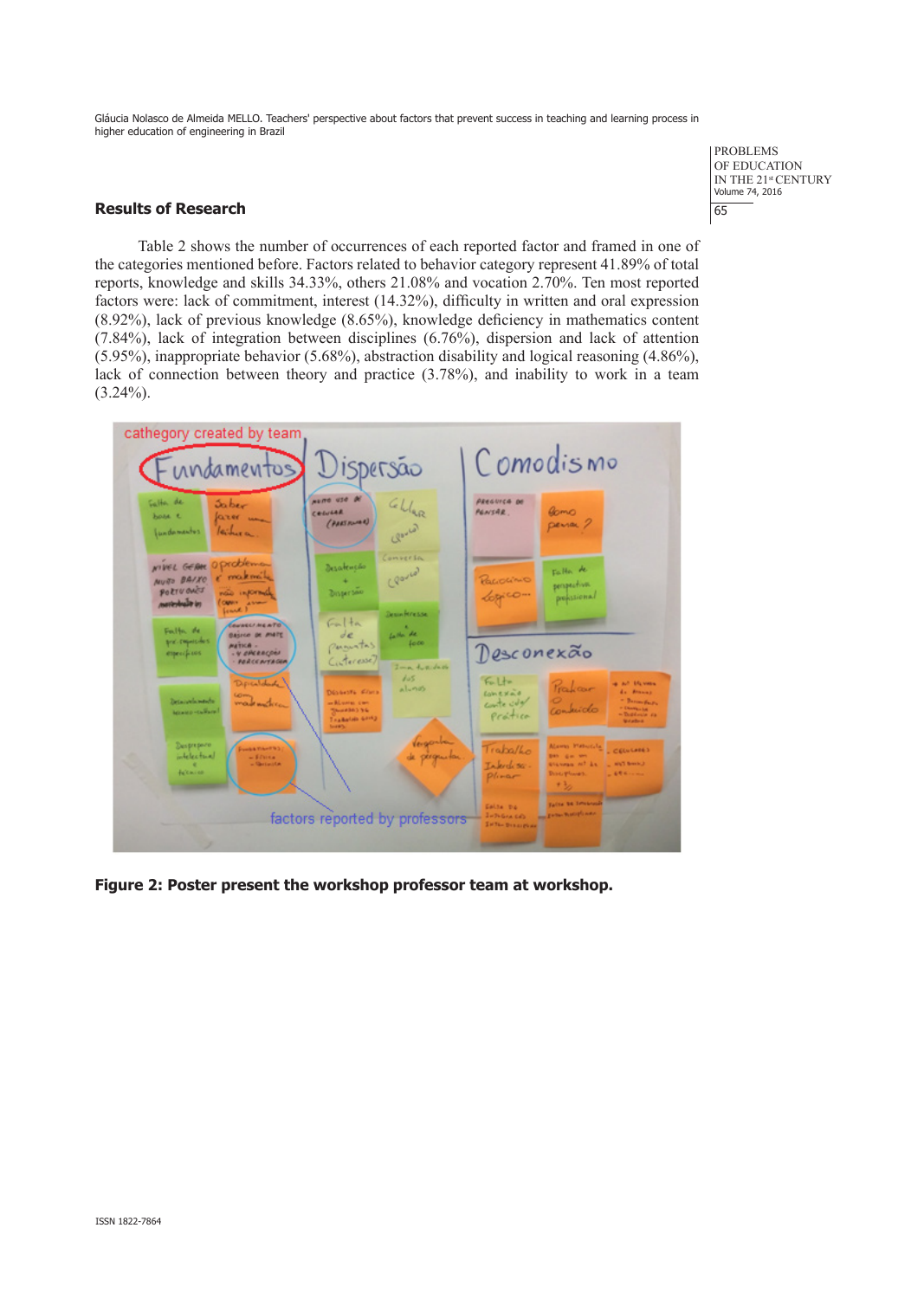## Results of Research

Table 2 shows the number of occurrences of each reported factor and framed in one of the categories mentioned before. Factors related to behavior category represent 41.89% of total reports, knowledge and skills 34.33%, others 21.08% and vocation 2.70%. Ten most reported factors were: lack of commitment, interest (14.32%), difficulty in written and oral expression (8.92%), lack of previous knowledge (8.65%), knowledge deficiency in mathematics content (7.84%), lack of integration between disciplines (6.76%), dispersion and lack of attention (5.95%), inappropriate behavior (5.68%), abstraction disability and logical reasoning (4.86%), lack of connection between theory and practice (3.78%), and inability to work in a team (3.24%).

**Figure 2: Poster present the workshop professor team at workshop.**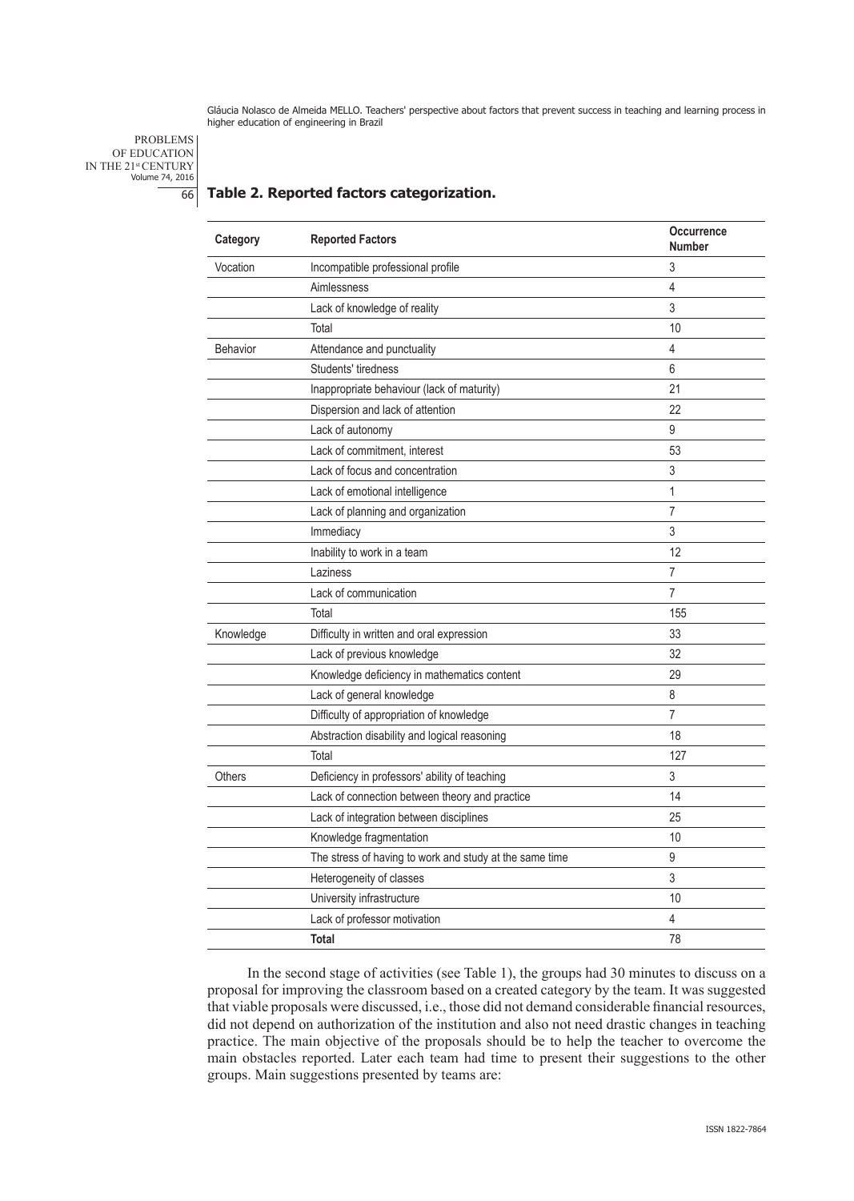**Table 2. Reported factors categorization.**

| Category | Reported Factors | Occurrence Number |
|---|---|---|
| Vocation | Incompatible professional profile | 3 |
| | Aimlessness | 4 |
| | Lack of knowledge of reality | 3 |
| | Total | 10 |
| Behavior | Attendance and punctuality | 4 |
| | Students' tiredness | 6 |
| | Inappropriate behaviour (lack of maturity) | 21 |
| | Dispersion and lack of attention | 22 |
| | Lack of autonomy | 9 |
| | Lack of commitment, interest | 53 |
| | Lack of focus and concentration | 3 |
| | Lack of emotional intelligence | 1 |
| | Lack of planning and organization | 7 |
| | Immediacy | 3 |
| | Inability to work in a team | 12 |
| | Laziness | 7 |
| | Lack of communication | 7 |
| | Total | 155 |
| Knowledge | Difficulty in written and oral expression | 33 |
| | Lack of previous knowledge | 32 |
| | Knowledge deficiency in mathematics content | 29 |
| | Lack of general knowledge | 8 |
| | Difficulty of appropriation of knowledge | 7 |
| | Abstraction disability and logical reasoning | 18 |
| | Total | 127 |
| Others | Deficiency in professors' ability of teaching | 3 |
| | Lack of connection between theory and practice | 14 |
| | Lack of integration between disciplines | 25 |
| | Knowledge fragmentation | 10 |
| | The stress of having to work and study at the same time | 9 |
| | Heterogeneity of classes | 3 |
| | University infrastructure | 10 |
| | Lack of professor motivation | 4 |
| | **Total** | 78 |

In the second stage of activities (see Table 1), the groups had 30 minutes to discuss on a proposal for improving the classroom based on a created category by the team. It was suggested that viable proposals were discussed, i.e., those did not demand considerable financial resources, did not depend on authorization of the institution and also not need drastic changes in teaching practice. The main objective of the proposals should be to help the teacher to overcome the main obstacles reported. Later each team had time to present their suggestions to the other groups. Main suggestions presented by teams are: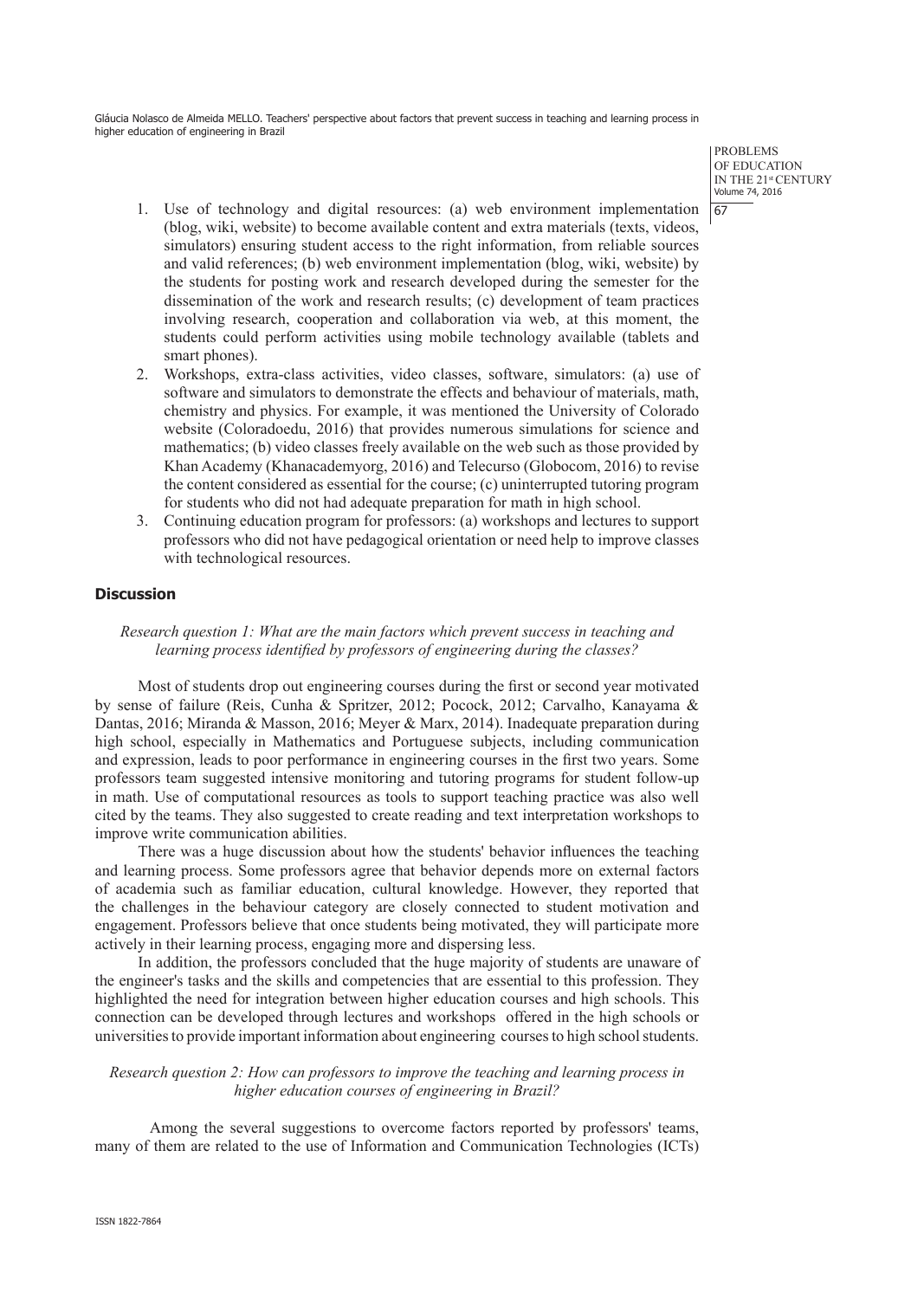1. Use of technology and digital resources: (a) web environment implementation (blog, wiki, website) to become available content and extra materials (texts, videos, simulators) ensuring student access to the right information, from reliable sources and valid references; (b) web environment implementation (blog, wiki, website) by the students for posting work and research developed during the semester for the dissemination of the work and research results; (c) development of team practices involving research, cooperation and collaboration via web, at this moment, the students could perform activities using mobile technology available (tablets and smart phones).
2. Workshops, extra-class activities, video classes, software, simulators: (a) use of software and simulators to demonstrate the effects and behaviour of materials, math, chemistry and physics. For example, it was mentioned the University of Colorado website (Coloradoedu, 2016) that provides numerous simulations for science and mathematics; (b) video classes freely available on the web such as those provided by Khan Academy (Khanacademyorg, 2016) and Telecurso (Globocom, 2016) to revise the content considered as essential for the course; (c) uninterrupted tutoring program for students who did not had adequate preparation for math in high school.
3. Continuing education program for professors: (a) workshops and lectures to support professors who did not have pedagogical orientation or need help to improve classes with technological resources.

## Discussion

*Research question 1: What are the main factors which prevent success in teaching and learning process identified by professors of engineering during the classes?*

Most of students drop out engineering courses during the first or second year motivated by sense of failure (Reis, Cunha & Spritzer, 2012; Pocock, 2012; Carvalho, Kanayama & Dantas, 2016; Miranda & Masson, 2016; Meyer & Marx, 2014). Inadequate preparation during high school, especially in Mathematics and Portuguese subjects, including communication and expression, leads to poor performance in engineering courses in the first two years. Some professors team suggested intensive monitoring and tutoring programs for student follow-up in math. Use of computational resources as tools to support teaching practice was also well cited by the teams. They also suggested to create reading and text interpretation workshops to improve write communication abilities.

There was a huge discussion about how the students' behavior influences the teaching and learning process. Some professors agree that behavior depends more on external factors of academia such as familiar education, cultural knowledge. However, they reported that the challenges in the behaviour category are closely connected to student motivation and engagement. Professors believe that once students being motivated, they will participate more actively in their learning process, engaging more and dispersing less.

In addition, the professors concluded that the huge majority of students are unaware of the engineer's tasks and the skills and competencies that are essential to this profession. They highlighted the need for integration between higher education courses and high schools. This connection can be developed through lectures and workshops offered in the high schools or universities to provide important information about engineering courses to high school students.

*Research question 2: How can professors to improve the teaching and learning process in higher education courses of engineering in Brazil?*

Among the several suggestions to overcome factors reported by professors' teams, many of them are related to the use of Information and Communication Technologies (ICTs)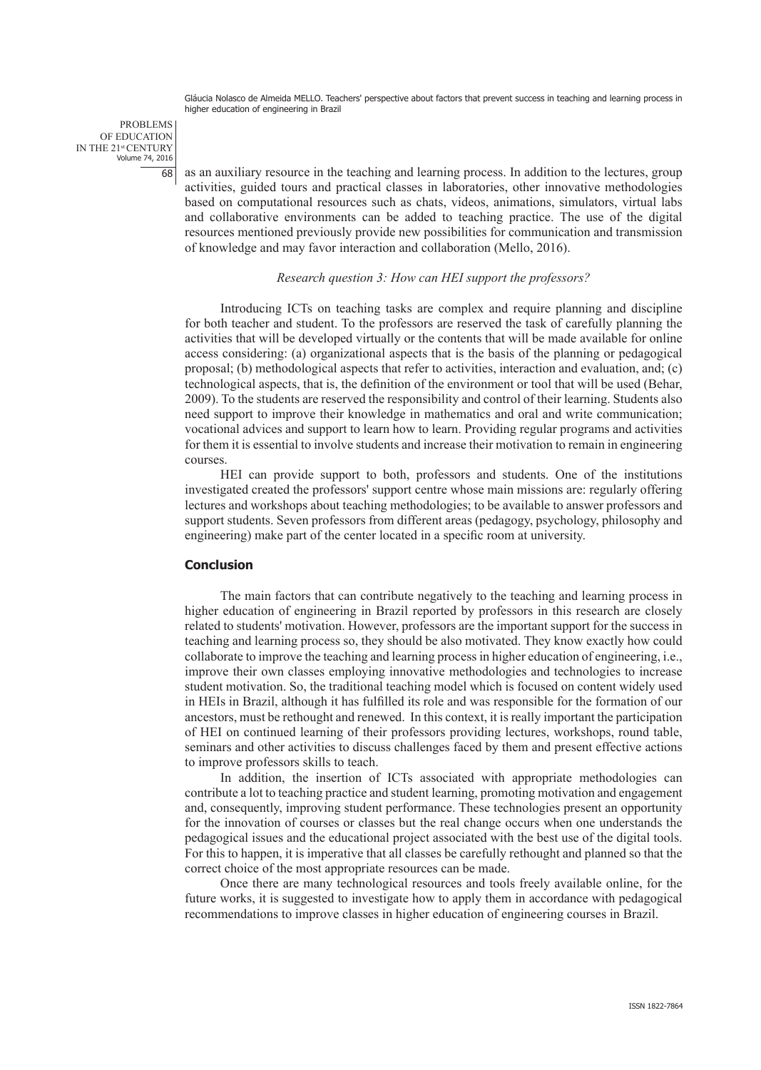as an auxiliary resource in the teaching and learning process. In addition to the lectures, group activities, guided tours and practical classes in laboratories, other innovative methodologies based on computational resources such as chats, videos, animations, simulators, virtual labs and collaborative environments can be added to teaching practice. The use of the digital resources mentioned previously provide new possibilities for communication and transmission of knowledge and may favor interaction and collaboration (Mello, 2016).

*Research question 3: How can HEI support the professors?*

Introducing ICTs on teaching tasks are complex and require planning and discipline for both teacher and student. To the professors are reserved the task of carefully planning the activities that will be developed virtually or the contents that will be made available for online access considering: (a) organizational aspects that is the basis of the planning or pedagogical proposal; (b) methodological aspects that refer to activities, interaction and evaluation, and; (c) technological aspects, that is, the definition of the environment or tool that will be used (Behar, 2009). To the students are reserved the responsibility and control of their learning. Students also need support to improve their knowledge in mathematics and oral and write communication; vocational advices and support to learn how to learn. Providing regular programs and activities for them it is essential to involve students and increase their motivation to remain in engineering courses.

HEI can provide support to both, professors and students. One of the institutions investigated created the professors' support centre whose main missions are: regularly offering lectures and workshops about teaching methodologies; to be available to answer professors and support students. Seven professors from different areas (pedagogy, psychology, philosophy and engineering) make part of the center located in a specific room at university.

## Conclusion

The main factors that can contribute negatively to the teaching and learning process in higher education of engineering in Brazil reported by professors in this research are closely related to students' motivation. However, professors are the important support for the success in teaching and learning process so, they should be also motivated. They know exactly how could collaborate to improve the teaching and learning process in higher education of engineering, i.e., improve their own classes employing innovative methodologies and technologies to increase student motivation. So, the traditional teaching model which is focused on content widely used in HEIs in Brazil, although it has fulfilled its role and was responsible for the formation of our ancestors, must be rethought and renewed. In this context, it is really important the participation of HEI on continued learning of their professors providing lectures, workshops, round table, seminars and other activities to discuss challenges faced by them and present effective actions to improve professors skills to teach.

In addition, the insertion of ICTs associated with appropriate methodologies can contribute a lot to teaching practice and student learning, promoting motivation and engagement and, consequently, improving student performance. These technologies present an opportunity for the innovation of courses or classes but the real change occurs when one understands the pedagogical issues and the educational project associated with the best use of the digital tools. For this to happen, it is imperative that all classes be carefully rethought and planned so that the correct choice of the most appropriate resources can be made.

Once there are many technological resources and tools freely available online, for the future works, it is suggested to investigate how to apply them in accordance with pedagogical recommendations to improve classes in higher education of engineering courses in Brazil.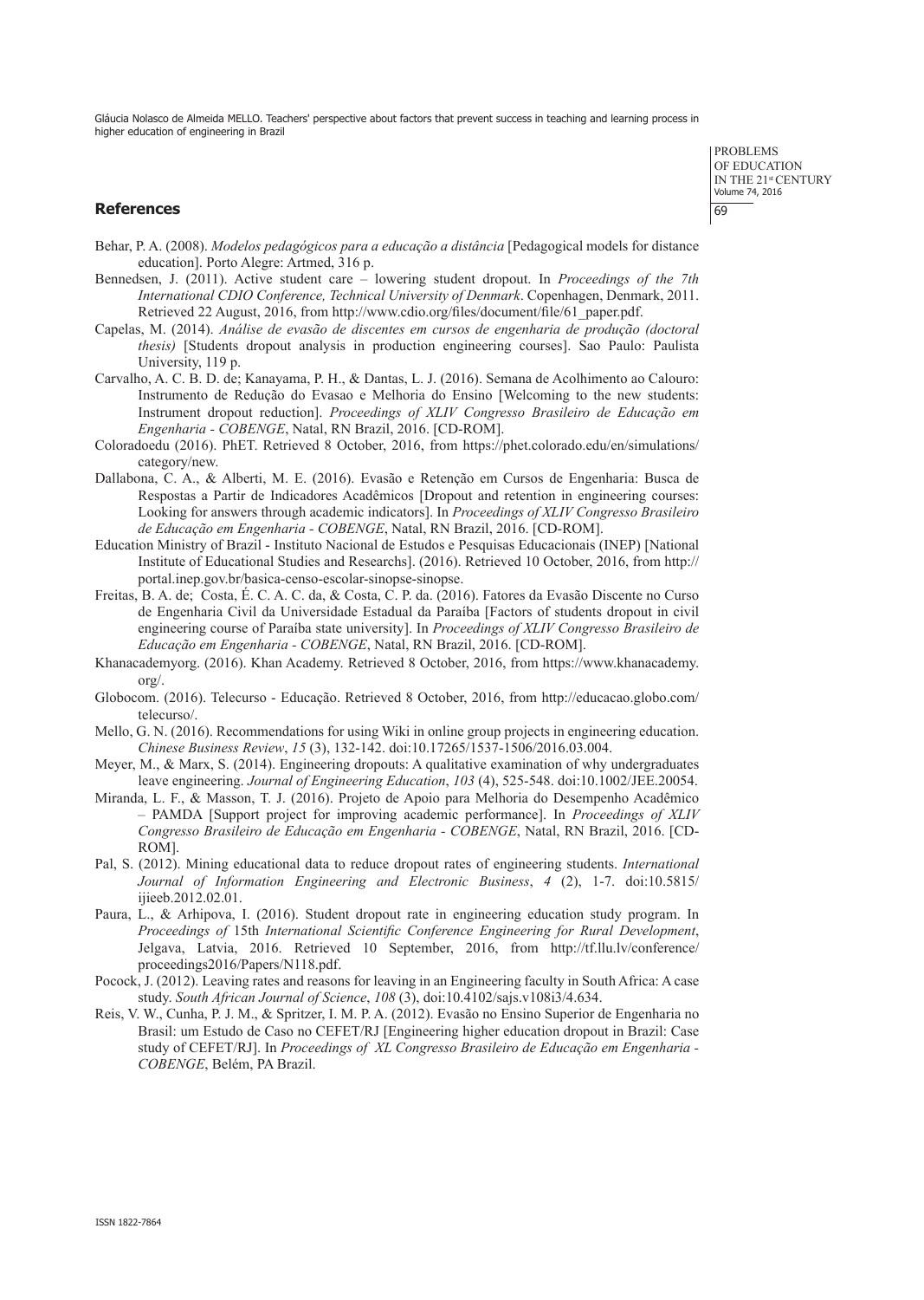## References

Behar, P. A. (2008). *Modelos pedagógicos para a educação a distância* [Pedagogical models for distance education]. Porto Alegre: Artmed, 316 p.

Bennedsen, J. (2011). Active student care – lowering student dropout. In *Proceedings of the 7th International CDIO Conference, Technical University of Denmark*. Copenhagen, Denmark, 2011. Retrieved 22 August, 2016, from http://www.cdio.org/files/document/file/61_paper.pdf.

Capelas, M. (2014). *Análise de evasão de discentes em cursos de engenharia de produção (doctoral thesis)* [Students dropout analysis in production engineering courses]. Sao Paulo: Paulista University, 119 p.

Carvalho, A. C. B. D. de; Kanayama, P. H., & Dantas, L. J. (2016). Semana de Acolhimento ao Calouro: Instrumento de Redução do Evasao e Melhoria do Ensino [Welcoming to the new students: Instrument dropout reduction]. *Proceedings of XLIV Congresso Brasileiro de Educação em Engenharia - COBENGE*, Natal, RN Brazil, 2016. [CD-ROM].

Coloradoedu (2016). PhET. Retrieved 8 October, 2016, from https://phet.colorado.edu/en/simulations/category/new.

Dallabona, C. A., & Alberti, M. E. (2016). Evasão e Retenção em Cursos de Engenharia: Busca de Respostas a Partir de Indicadores Acadêmicos [Dropout and retention in engineering courses: Looking for answers through academic indicators]. In *Proceedings of XLIV Congresso Brasileiro de Educação em Engenharia - COBENGE*, Natal, RN Brazil, 2016. [CD-ROM].

Education Ministry of Brazil - Instituto Nacional de Estudos e Pesquisas Educacionais (INEP) [National Institute of Educational Studies and Researchs]. (2016). Retrieved 10 October, 2016, from http://portal.inep.gov.br/basica-censo-escolar-sinopse-sinopse.

Freitas, B. A. de; Costa, É. C. A. C. da, & Costa, C. P. da. (2016). Fatores da Evasão Discente no Curso de Engenharia Civil da Universidade Estadual da Paraíba [Factors of students dropout in civil engineering course of Paraíba state university]. In *Proceedings of XLIV Congresso Brasileiro de Educação em Engenharia - COBENGE*, Natal, RN Brazil, 2016. [CD-ROM].

Khanacademyorg. (2016). Khan Academy. Retrieved 8 October, 2016, from https://www.khanacademy.org/.

Globocom. (2016). Telecurso - Educação. Retrieved 8 October, 2016, from http://educacao.globo.com/telecurso/.

Mello, G. N. (2016). Recommendations for using Wiki in online group projects in engineering education. *Chinese Business Review*, *15* (3), 132-142. doi:10.17265/1537-1506/2016.03.004.

Meyer, M., & Marx, S. (2014). Engineering dropouts: A qualitative examination of why undergraduates leave engineering. *Journal of Engineering Education*, *103* (4), 525-548. doi:10.1002/JEE.20054.

Miranda, L. F., & Masson, T. J. (2016). Projeto de Apoio para Melhoria do Desempenho Acadêmico – PAMDA [Support project for improving academic performance]. In *Proceedings of XLIV Congresso Brasileiro de Educação em Engenharia - COBENGE*, Natal, RN Brazil, 2016. [CD-ROM].

Pal, S. (2012). Mining educational data to reduce dropout rates of engineering students. *International Journal of Information Engineering and Electronic Business*, *4* (2), 1-7. doi:10.5815/ijieeb.2012.02.01.

Paura, L., & Arhipova, I. (2016). Student dropout rate in engineering education study program. In *Proceedings of* 15th *International Scientific Conference Engineering for Rural Development*, Jelgava, Latvia, 2016. Retrieved 10 September, 2016, from http://tf.llu.lv/conference/proceedings2016/Papers/N118.pdf.

Pocock, J. (2012). Leaving rates and reasons for leaving in an Engineering faculty in South Africa: A case study. *South African Journal of Science*, *108* (3), doi:10.4102/sajs.v108i3/4.634.

Reis, V. W., Cunha, P. J. M., & Spritzer, I. M. P. A. (2012). Evasão no Ensino Superior de Engenharia no Brasil: um Estudo de Caso no CEFET/RJ [Engineering higher education dropout in Brazil: Case study of CEFET/RJ]. In *Proceedings of XL Congresso Brasileiro de Educação em Engenharia - COBENGE*, Belém, PA Brazil.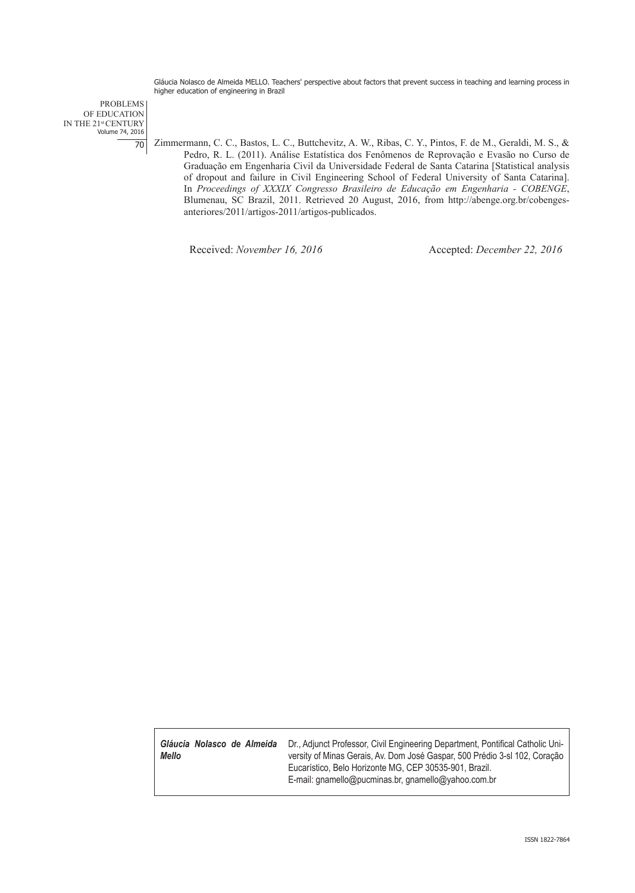Zimmermann, C. C., Bastos, L. C., Buttchevitz, A. W., Ribas, C. Y., Pintos, F. de M., Geraldi, M. S., & Pedro, R. L. (2011). Análise Estatística dos Fenômenos de Reprovação e Evasão no Curso de Graduação em Engenharia Civil da Universidade Federal de Santa Catarina [Statistical analysis of dropout and failure in Civil Engineering School of Federal University of Santa Catarina]. In *Proceedings of XXXIX Congresso Brasileiro de Educação em Engenharia - COBENGE*, Blumenau, SC Brazil, 2011. Retrieved 20 August, 2016, from http://abenge.org.br/cobenges-anteriores/2011/artigos-2011/artigos-publicados.

Received: *November 16, 2016* Accepted: *December 22, 2016*

| | |
|---|---|
| ***Gláucia Nolasco de Almeida Mello*** | Dr., Adjunct Professor, Civil Engineering Department, Pontifical Catholic University of Minas Gerais, Av. Dom José Gaspar, 500 Prédio 3-sl 102, Coração Eucarístico, Belo Horizonte MG, CEP 30535-901, Brazil. E-mail: gnamello@pucminas.br, gnamello@yahoo.com.br |